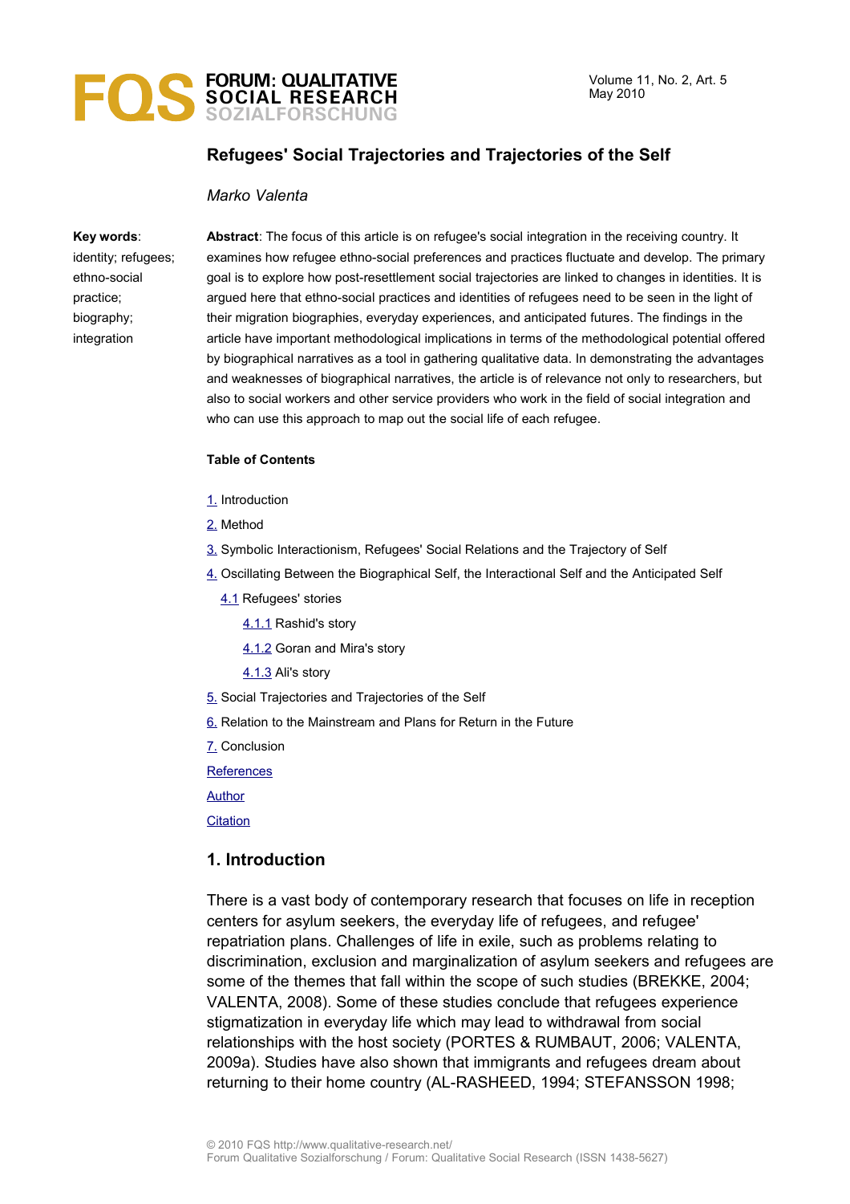# Refugees' Social Trajectories and Trajectories of the Self

*Marko Valenta*

**Key words**: identity; refugees; ethno-social practice; biography; integration

**Abstract**: The focus of this article is on refugee's social integration in the receiving country. It examines how refugee ethno-social preferences and practices fluctuate and develop. The primary goal is to explore how post-resettlement social trajectories are linked to changes in identities. It is argued here that ethno-social practices and identities of refugees need to be seen in the light of their migration biographies, everyday experiences, and anticipated futures. The findings in the article have important methodological implications in terms of the methodological potential offered by biographical narratives as a tool in gathering qualitative data. In demonstrating the advantages and weaknesses of biographical narratives, the article is of relevance not only to researchers, but also to social workers and other service providers who work in the field of social integration and who can use this approach to map out the social life of each refugee.

**Table of Contents**

1. Introduction
2. Method
3. Symbolic Interactionism, Refugees' Social Relations and the Trajectory of Self
4. Oscillating Between the Biographical Self, the Interactional Self and the Anticipated Self
   - 4.1 Refugees' stories
     - 4.1.1 Rashid's story
     - 4.1.2 Goran and Mira's story
     - 4.1.3 Ali's story
5. Social Trajectories and Trajectories of the Self
6. Relation to the Mainstream and Plans for Return in the Future
7. Conclusion

References

Author

Citation

## 1. Introduction

There is a vast body of contemporary research that focuses on life in reception centers for asylum seekers, the everyday life of refugees, and refugee' repatriation plans. Challenges of life in exile, such as problems relating to discrimination, exclusion and marginalization of asylum seekers and refugees are some of the themes that fall within the scope of such studies (BREKKE, 2004; VALENTA, 2008). Some of these studies conclude that refugees experience stigmatization in everyday life which may lead to withdrawal from social relationships with the host society (PORTES & RUMBAUT, 2006; VALENTA, 2009a). Studies have also shown that immigrants and refugees dream about returning to their home country (AL-RASHEED, 1994; STEFANSSON 1998;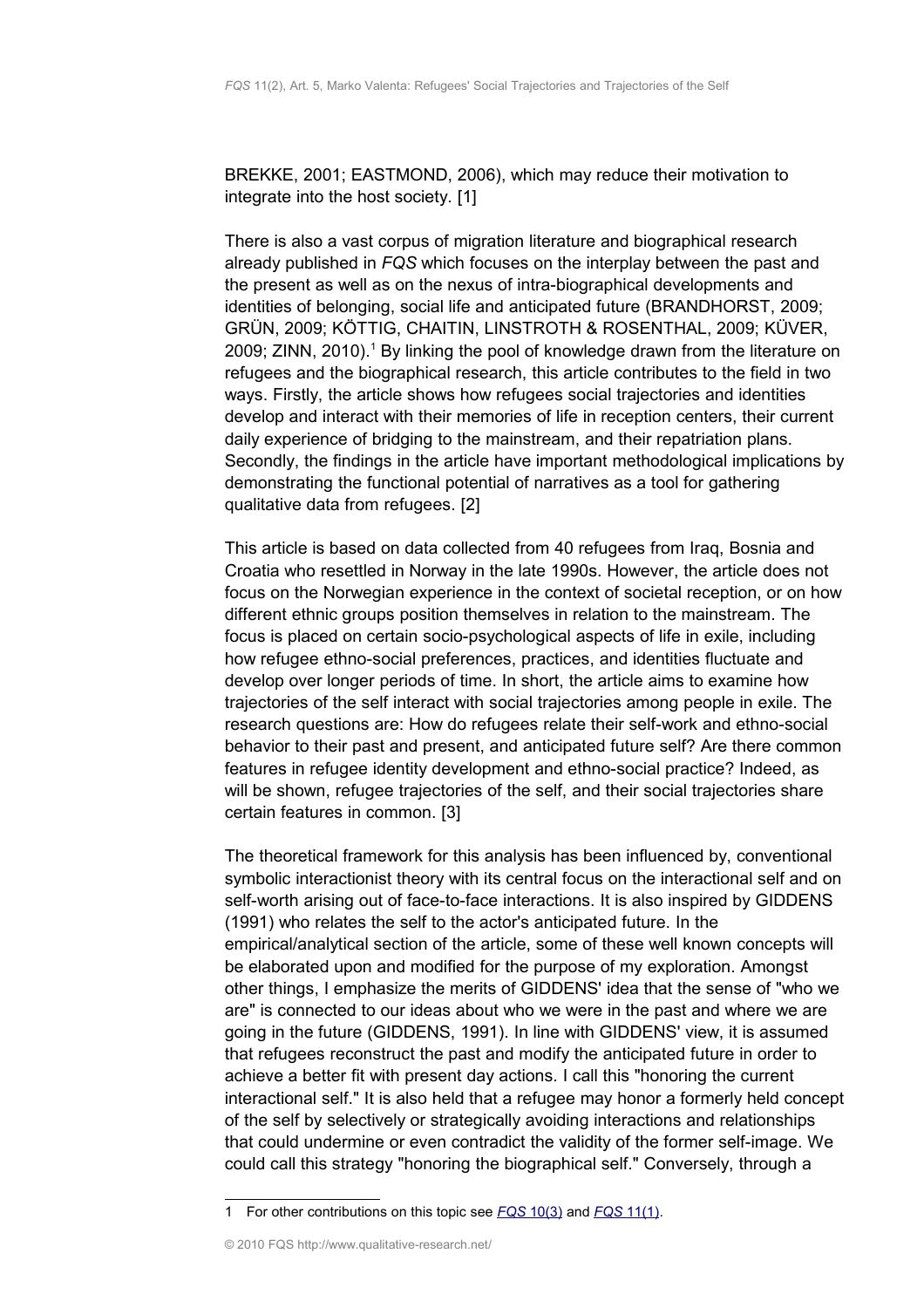BREKKE, 2001; EASTMOND, 2006), which may reduce their motivation to integrate into the host society. [1]

There is also a vast corpus of migration literature and biographical research already published in *FQS* which focuses on the interplay between the past and the present as well as on the nexus of intra-biographical developments and identities of belonging, social life and anticipated future (BRANDHORST, 2009; GRÜN, 2009; KÖTTIG, CHAITIN, LINSTROTH & ROSENTHAL, 2009; KÜVER, 2009; ZINN, 2010).[1] By linking the pool of knowledge drawn from the literature on refugees and the biographical research, this article contributes to the field in two ways. Firstly, the article shows how refugees social trajectories and identities develop and interact with their memories of life in reception centers, their current daily experience of bridging to the mainstream, and their repatriation plans. Secondly, the findings in the article have important methodological implications by demonstrating the functional potential of narratives as a tool for gathering qualitative data from refugees. [2]

This article is based on data collected from 40 refugees from Iraq, Bosnia and Croatia who resettled in Norway in the late 1990s. However, the article does not focus on the Norwegian experience in the context of societal reception, or on how different ethnic groups position themselves in relation to the mainstream. The focus is placed on certain socio-psychological aspects of life in exile, including how refugee ethno-social preferences, practices, and identities fluctuate and develop over longer periods of time. In short, the article aims to examine how trajectories of the self interact with social trajectories among people in exile. The research questions are: How do refugees relate their self-work and ethno-social behavior to their past and present, and anticipated future self? Are there common features in refugee identity development and ethno-social practice? Indeed, as will be shown, refugee trajectories of the self, and their social trajectories share certain features in common. [3]

The theoretical framework for this analysis has been influenced by, conventional symbolic interactionist theory with its central focus on the interactional self and on self-worth arising out of face-to-face interactions. It is also inspired by GIDDENS (1991) who relates the self to the actor's anticipated future. In the empirical/analytical section of the article, some of these well known concepts will be elaborated upon and modified for the purpose of my exploration. Amongst other things, I emphasize the merits of GIDDENS' idea that the sense of "who we are" is connected to our ideas about who we were in the past and where we are going in the future (GIDDENS, 1991). In line with GIDDENS' view, it is assumed that refugees reconstruct the past and modify the anticipated future in order to achieve a better fit with present day actions. I call this "honoring the current interactional self." It is also held that a refugee may honor a formerly held concept of the self by selectively or strategically avoiding interactions and relationships that could undermine or even contradict the validity of the former self-image. We could call this strategy "honoring the biographical self." Conversely, through a

---

1 For other contributions on this topic see *FQS* 10(3) and *FQS* 11(1).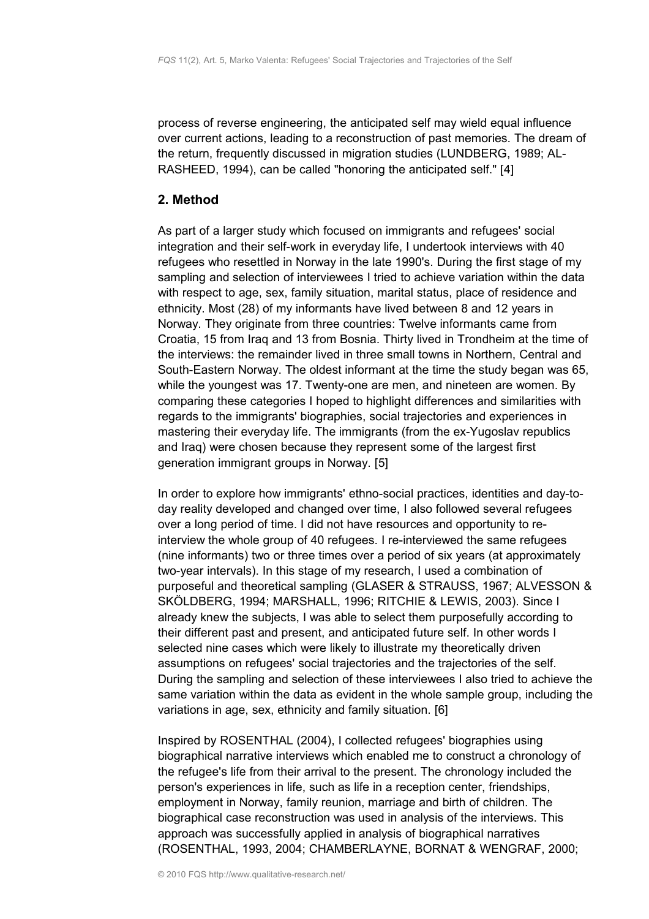process of reverse engineering, the anticipated self may wield equal influence over current actions, leading to a reconstruction of past memories. The dream of the return, frequently discussed in migration studies (LUNDBERG, 1989; AL-RASHEED, 1994), can be called "honoring the anticipated self." [4]

## 2. Method

As part of a larger study which focused on immigrants and refugees' social integration and their self-work in everyday life, I undertook interviews with 40 refugees who resettled in Norway in the late 1990's. During the first stage of my sampling and selection of interviewees I tried to achieve variation within the data with respect to age, sex, family situation, marital status, place of residence and ethnicity. Most (28) of my informants have lived between 8 and 12 years in Norway. They originate from three countries: Twelve informants came from Croatia, 15 from Iraq and 13 from Bosnia. Thirty lived in Trondheim at the time of the interviews: the remainder lived in three small towns in Northern, Central and South-Eastern Norway. The oldest informant at the time the study began was 65, while the youngest was 17. Twenty-one are men, and nineteen are women. By comparing these categories I hoped to highlight differences and similarities with regards to the immigrants' biographies, social trajectories and experiences in mastering their everyday life. The immigrants (from the ex-Yugoslav republics and Iraq) were chosen because they represent some of the largest first generation immigrant groups in Norway. [5]

In order to explore how immigrants' ethno-social practices, identities and day-to-day reality developed and changed over time, I also followed several refugees over a long period of time. I did not have resources and opportunity to re-interview the whole group of 40 refugees. I re-interviewed the same refugees (nine informants) two or three times over a period of six years (at approximately two-year intervals). In this stage of my research, I used a combination of purposeful and theoretical sampling (GLASER & STRAUSS, 1967; ALVESSON & SKÖLDBERG, 1994; MARSHALL, 1996; RITCHIE & LEWIS, 2003). Since I already knew the subjects, I was able to select them purposefully according to their different past and present, and anticipated future self. In other words I selected nine cases which were likely to illustrate my theoretically driven assumptions on refugees' social trajectories and the trajectories of the self. During the sampling and selection of these interviewees I also tried to achieve the same variation within the data as evident in the whole sample group, including the variations in age, sex, ethnicity and family situation. [6]

Inspired by ROSENTHAL (2004), I collected refugees' biographies using biographical narrative interviews which enabled me to construct a chronology of the refugee's life from their arrival to the present. The chronology included the person's experiences in life, such as life in a reception center, friendships, employment in Norway, family reunion, marriage and birth of children. The biographical case reconstruction was used in analysis of the interviews. This approach was successfully applied in analysis of biographical narratives (ROSENTHAL, 1993, 2004; CHAMBERLAYNE, BORNAT & WENGRAF, 2000;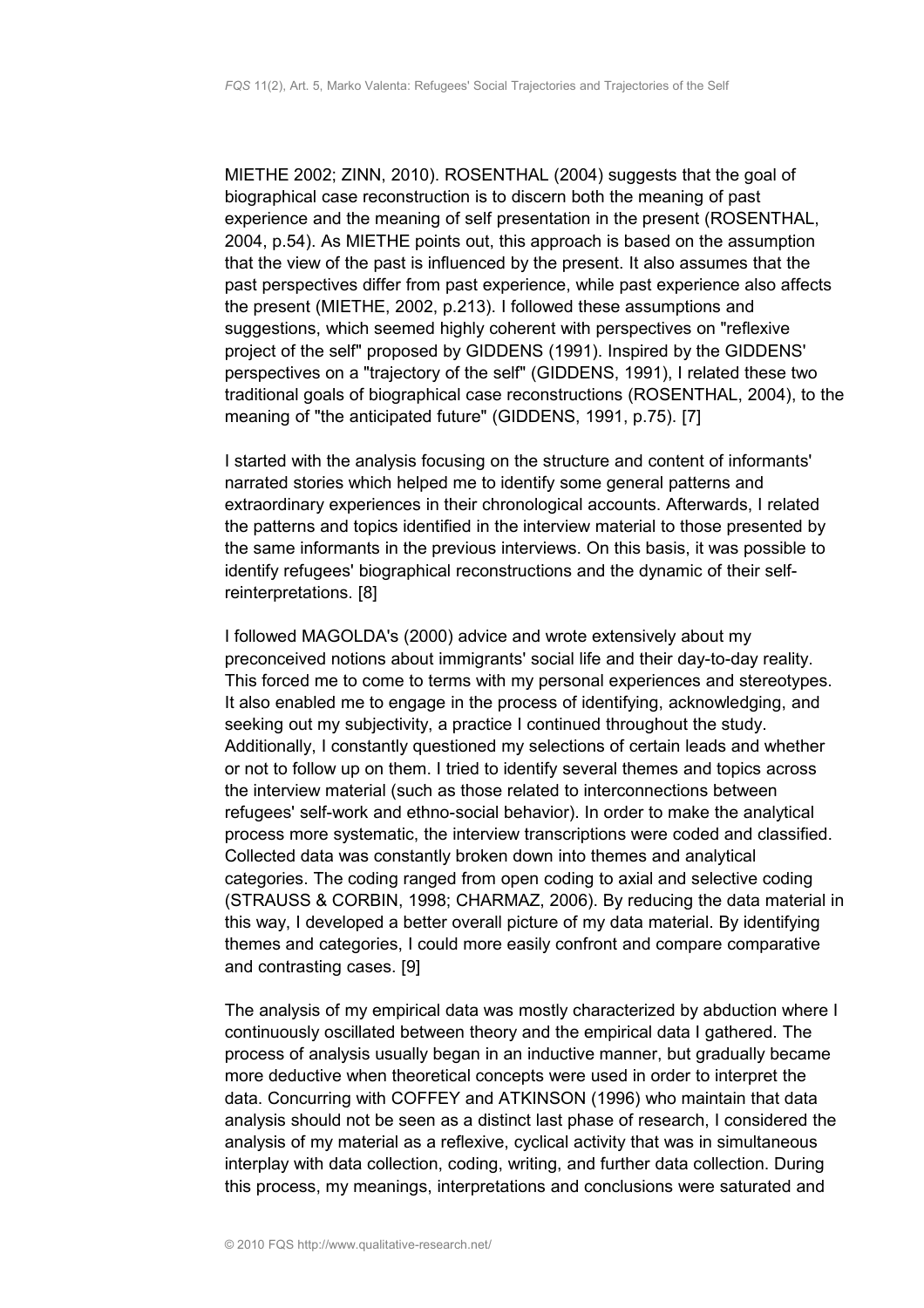MIETHE 2002; ZINN, 2010). ROSENTHAL (2004) suggests that the goal of biographical case reconstruction is to discern both the meaning of past experience and the meaning of self presentation in the present (ROSENTHAL, 2004, p.54). As MIETHE points out, this approach is based on the assumption that the view of the past is influenced by the present. It also assumes that the past perspectives differ from past experience, while past experience also affects the present (MIETHE, 2002, p.213). I followed these assumptions and suggestions, which seemed highly coherent with perspectives on "reflexive project of the self" proposed by GIDDENS (1991). Inspired by the GIDDENS' perspectives on a "trajectory of the self" (GIDDENS, 1991), I related these two traditional goals of biographical case reconstructions (ROSENTHAL, 2004), to the meaning of "the anticipated future" (GIDDENS, 1991, p.75). [7]

I started with the analysis focusing on the structure and content of informants' narrated stories which helped me to identify some general patterns and extraordinary experiences in their chronological accounts. Afterwards, I related the patterns and topics identified in the interview material to those presented by the same informants in the previous interviews. On this basis, it was possible to identify refugees' biographical reconstructions and the dynamic of their self-reinterpretations. [8]

I followed MAGOLDA's (2000) advice and wrote extensively about my preconceived notions about immigrants' social life and their day-to-day reality. This forced me to come to terms with my personal experiences and stereotypes. It also enabled me to engage in the process of identifying, acknowledging, and seeking out my subjectivity, a practice I continued throughout the study. Additionally, I constantly questioned my selections of certain leads and whether or not to follow up on them. I tried to identify several themes and topics across the interview material (such as those related to interconnections between refugees' self-work and ethno-social behavior). In order to make the analytical process more systematic, the interview transcriptions were coded and classified. Collected data was constantly broken down into themes and analytical categories. The coding ranged from open coding to axial and selective coding (STRAUSS & CORBIN, 1998; CHARMAZ, 2006). By reducing the data material in this way, I developed a better overall picture of my data material. By identifying themes and categories, I could more easily confront and compare comparative and contrasting cases. [9]

The analysis of my empirical data was mostly characterized by abduction where I continuously oscillated between theory and the empirical data I gathered. The process of analysis usually began in an inductive manner, but gradually became more deductive when theoretical concepts were used in order to interpret the data. Concurring with COFFEY and ATKINSON (1996) who maintain that data analysis should not be seen as a distinct last phase of research, I considered the analysis of my material as a reflexive, cyclical activity that was in simultaneous interplay with data collection, coding, writing, and further data collection. During this process, my meanings, interpretations and conclusions were saturated and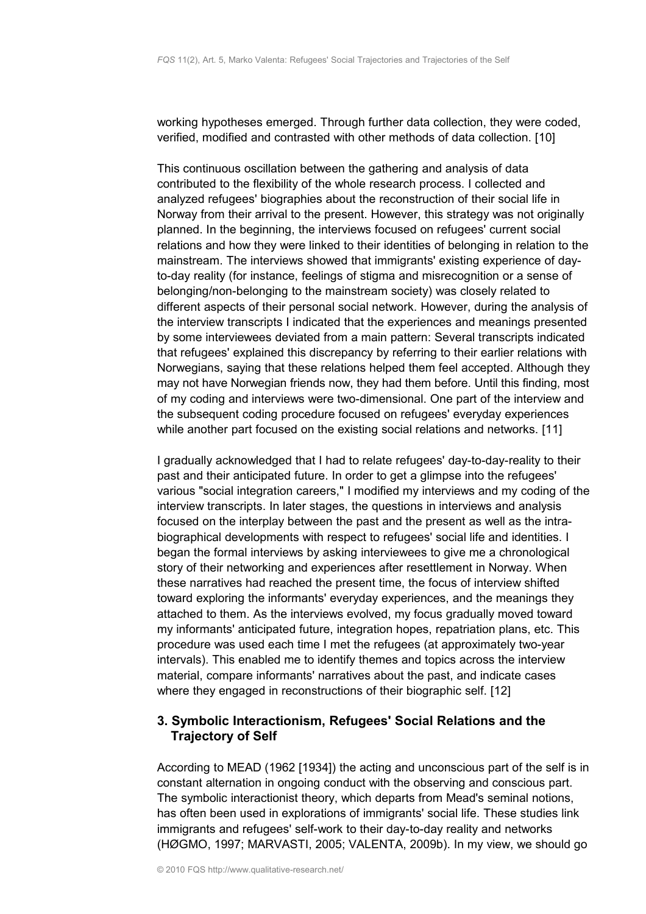working hypotheses emerged. Through further data collection, they were coded, verified, modified and contrasted with other methods of data collection. [10]

This continuous oscillation between the gathering and analysis of data contributed to the flexibility of the whole research process. I collected and analyzed refugees' biographies about the reconstruction of their social life in Norway from their arrival to the present. However, this strategy was not originally planned. In the beginning, the interviews focused on refugees' current social relations and how they were linked to their identities of belonging in relation to the mainstream. The interviews showed that immigrants' existing experience of day-to-day reality (for instance, feelings of stigma and misrecognition or a sense of belonging/non-belonging to the mainstream society) was closely related to different aspects of their personal social network. However, during the analysis of the interview transcripts I indicated that the experiences and meanings presented by some interviewees deviated from a main pattern: Several transcripts indicated that refugees' explained this discrepancy by referring to their earlier relations with Norwegians, saying that these relations helped them feel accepted. Although they may not have Norwegian friends now, they had them before. Until this finding, most of my coding and interviews were two-dimensional. One part of the interview and the subsequent coding procedure focused on refugees' everyday experiences while another part focused on the existing social relations and networks. [11]

I gradually acknowledged that I had to relate refugees' day-to-day-reality to their past and their anticipated future. In order to get a glimpse into the refugees' various "social integration careers," I modified my interviews and my coding of the interview transcripts. In later stages, the questions in interviews and analysis focused on the interplay between the past and the present as well as the intra-biographical developments with respect to refugees' social life and identities. I began the formal interviews by asking interviewees to give me a chronological story of their networking and experiences after resettlement in Norway. When these narratives had reached the present time, the focus of interview shifted toward exploring the informants' everyday experiences, and the meanings they attached to them. As the interviews evolved, my focus gradually moved toward my informants' anticipated future, integration hopes, repatriation plans, etc. This procedure was used each time I met the refugees (at approximately two-year intervals). This enabled me to identify themes and topics across the interview material, compare informants' narratives about the past, and indicate cases where they engaged in reconstructions of their biographic self. [12]

## 3. Symbolic Interactionism, Refugees' Social Relations and the Trajectory of Self

According to MEAD (1962 [1934]) the acting and unconscious part of the self is in constant alternation in ongoing conduct with the observing and conscious part. The symbolic interactionist theory, which departs from Mead's seminal notions, has often been used in explorations of immigrants' social life. These studies link immigrants and refugees' self-work to their day-to-day reality and networks (HØGMO, 1997; MARVASTI, 2005; VALENTA, 2009b). In my view, we should go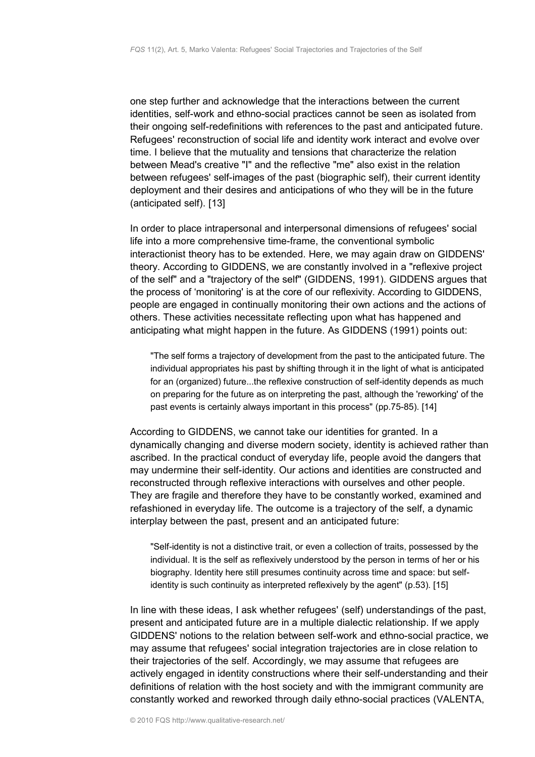one step further and acknowledge that the interactions between the current identities, self-work and ethno-social practices cannot be seen as isolated from their ongoing self-redefinitions with references to the past and anticipated future. Refugees' reconstruction of social life and identity work interact and evolve over time. I believe that the mutuality and tensions that characterize the relation between Mead's creative "I" and the reflective "me" also exist in the relation between refugees' self-images of the past (biographic self), their current identity deployment and their desires and anticipations of who they will be in the future (anticipated self). [13]

In order to place intrapersonal and interpersonal dimensions of refugees' social life into a more comprehensive time-frame, the conventional symbolic interactionist theory has to be extended. Here, we may again draw on GIDDENS' theory. According to GIDDENS, we are constantly involved in a "reflexive project of the self" and a "trajectory of the self" (GIDDENS, 1991). GIDDENS argues that the process of 'monitoring' is at the core of our reflexivity. According to GIDDENS, people are engaged in continually monitoring their own actions and the actions of others. These activities necessitate reflecting upon what has happened and anticipating what might happen in the future. As GIDDENS (1991) points out:

> "The self forms a trajectory of development from the past to the anticipated future. The individual appropriates his past by shifting through it in the light of what is anticipated for an (organized) future...the reflexive construction of self-identity depends as much on preparing for the future as on interpreting the past, although the 'reworking' of the past events is certainly always important in this process" (pp.75-85). [14]

According to GIDDENS, we cannot take our identities for granted. In a dynamically changing and diverse modern society, identity is achieved rather than ascribed. In the practical conduct of everyday life, people avoid the dangers that may undermine their self-identity. Our actions and identities are constructed and reconstructed through reflexive interactions with ourselves and other people. They are fragile and therefore they have to be constantly worked, examined and refashioned in everyday life. The outcome is a trajectory of the self, a dynamic interplay between the past, present and an anticipated future:

> "Self-identity is not a distinctive trait, or even a collection of traits, possessed by the individual. It is the self as reflexively understood by the person in terms of her or his biography. Identity here still presumes continuity across time and space: but self-identity is such continuity as interpreted reflexively by the agent" (p.53). [15]

In line with these ideas, I ask whether refugees' (self) understandings of the past, present and anticipated future are in a multiple dialectic relationship. If we apply GIDDENS' notions to the relation between self-work and ethno-social practice, we may assume that refugees' social integration trajectories are in close relation to their trajectories of the self. Accordingly, we may assume that refugees are actively engaged in identity constructions where their self-understanding and their definitions of relation with the host society and with the immigrant community are constantly worked and reworked through daily ethno-social practices (VALENTA,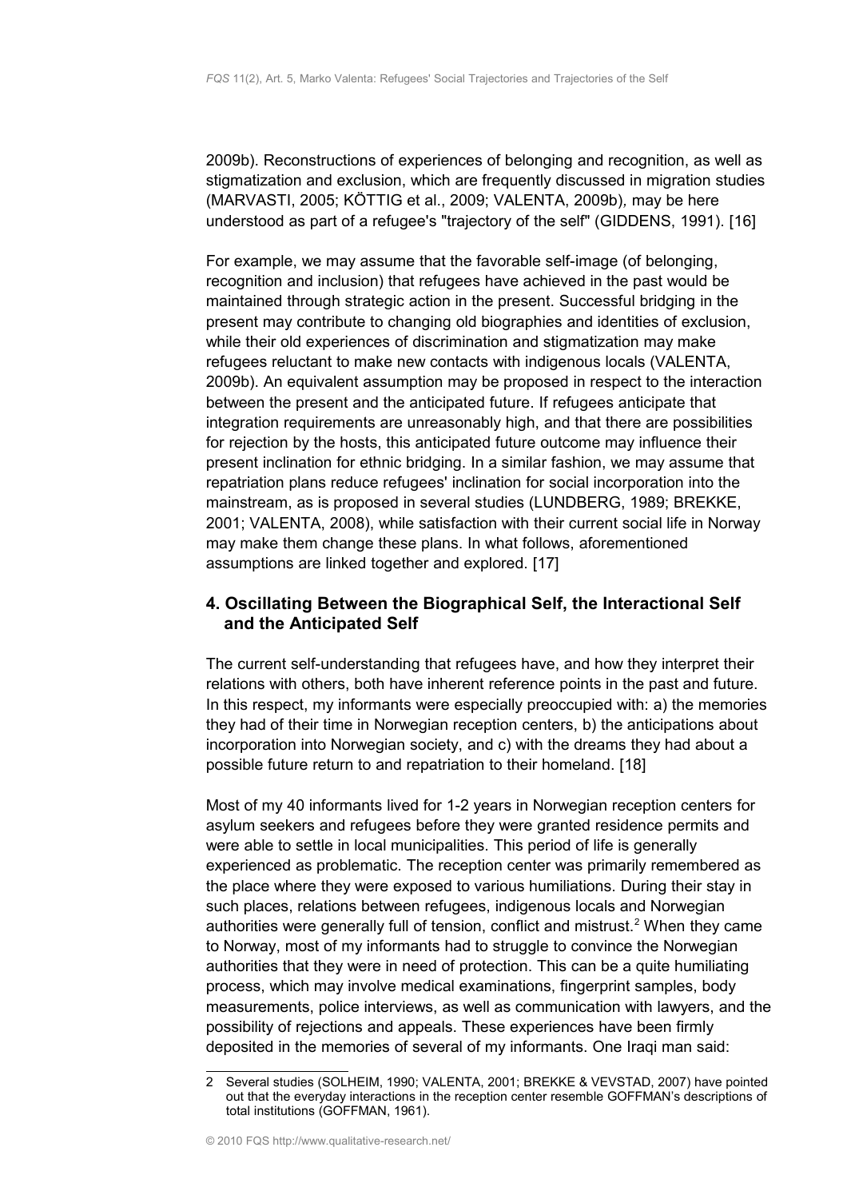2009b). Reconstructions of experiences of belonging and recognition, as well as stigmatization and exclusion, which are frequently discussed in migration studies (MARVASTI, 2005; KÖTTIG et al., 2009; VALENTA, 2009b)*,* may be here understood as part of a refugee's "trajectory of the self" (GIDDENS, 1991). [16]

For example, we may assume that the favorable self-image (of belonging, recognition and inclusion) that refugees have achieved in the past would be maintained through strategic action in the present. Successful bridging in the present may contribute to changing old biographies and identities of exclusion, while their old experiences of discrimination and stigmatization may make refugees reluctant to make new contacts with indigenous locals (VALENTA, 2009b). An equivalent assumption may be proposed in respect to the interaction between the present and the anticipated future. If refugees anticipate that integration requirements are unreasonably high, and that there are possibilities for rejection by the hosts, this anticipated future outcome may influence their present inclination for ethnic bridging. In a similar fashion, we may assume that repatriation plans reduce refugees' inclination for social incorporation into the mainstream, as is proposed in several studies (LUNDBERG, 1989; BREKKE, 2001; VALENTA, 2008), while satisfaction with their current social life in Norway may make them change these plans. In what follows, aforementioned assumptions are linked together and explored. [17]

## 4. Oscillating Between the Biographical Self, the Interactional Self and the Anticipated Self

The current self-understanding that refugees have, and how they interpret their relations with others, both have inherent reference points in the past and future. In this respect, my informants were especially preoccupied with: a) the memories they had of their time in Norwegian reception centers, b) the anticipations about incorporation into Norwegian society, and c) with the dreams they had about a possible future return to and repatriation to their homeland. [18]

Most of my 40 informants lived for 1-2 years in Norwegian reception centers for asylum seekers and refugees before they were granted residence permits and were able to settle in local municipalities. This period of life is generally experienced as problematic. The reception center was primarily remembered as the place where they were exposed to various humiliations. During their stay in such places, relations between refugees, indigenous locals and Norwegian authorities were generally full of tension, conflict and mistrust.[2] When they came to Norway, most of my informants had to struggle to convince the Norwegian authorities that they were in need of protection. This can be a quite humiliating process, which may involve medical examinations, fingerprint samples, body measurements, police interviews, as well as communication with lawyers, and the possibility of rejections and appeals. These experiences have been firmly deposited in the memories of several of my informants. One Iraqi man said:

---

2 Several studies (SOLHEIM, 1990; VALENTA, 2001; BREKKE & VEVSTAD, 2007) have pointed out that the everyday interactions in the reception center resemble GOFFMAN's descriptions of total institutions (GOFFMAN, 1961).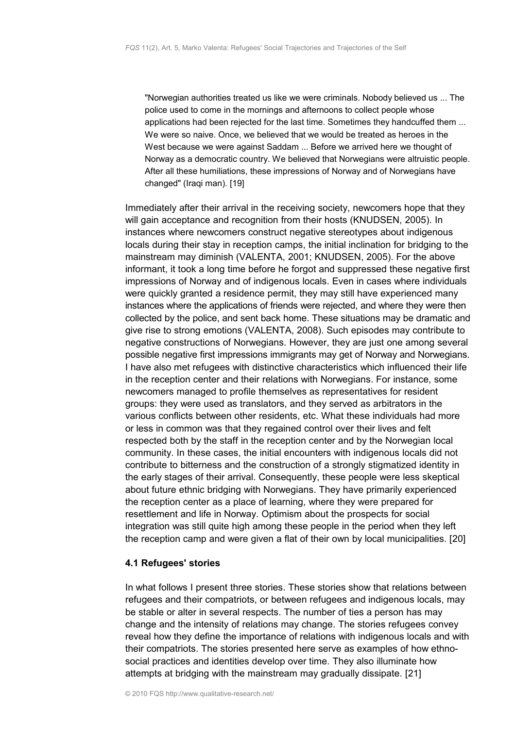> "Norwegian authorities treated us like we were criminals. Nobody believed us ... The police used to come in the mornings and afternoons to collect people whose applications had been rejected for the last time. Sometimes they handcuffed them ... We were so naive. Once, we believed that we would be treated as heroes in the West because we were against Saddam ... Before we arrived here we thought of Norway as a democratic country. We believed that Norwegians were altruistic people. After all these humiliations, these impressions of Norway and of Norwegians have changed" (Iraqi man). [19]

Immediately after their arrival in the receiving society, newcomers hope that they will gain acceptance and recognition from their hosts (KNUDSEN, 2005). In instances where newcomers construct negative stereotypes about indigenous locals during their stay in reception camps, the initial inclination for bridging to the mainstream may diminish (VALENTA, 2001; KNUDSEN, 2005). For the above informant, it took a long time before he forgot and suppressed these negative first impressions of Norway and of indigenous locals. Even in cases where individuals were quickly granted a residence permit, they may still have experienced many instances where the applications of friends were rejected, and where they were then collected by the police, and sent back home. These situations may be dramatic and give rise to strong emotions (VALENTA, 2008). Such episodes may contribute to negative constructions of Norwegians. However, they are just one among several possible negative first impressions immigrants may get of Norway and Norwegians. I have also met refugees with distinctive characteristics which influenced their life in the reception center and their relations with Norwegians. For instance, some newcomers managed to profile themselves as representatives for resident groups: they were used as translators, and they served as arbitrators in the various conflicts between other residents, etc. What these individuals had more or less in common was that they regained control over their lives and felt respected both by the staff in the reception center and by the Norwegian local community. In these cases, the initial encounters with indigenous locals did not contribute to bitterness and the construction of a strongly stigmatized identity in the early stages of their arrival. Consequently, these people were less skeptical about future ethnic bridging with Norwegians. They have primarily experienced the reception center as a place of learning, where they were prepared for resettlement and life in Norway. Optimism about the prospects for social integration was still quite high among these people in the period when they left the reception camp and were given a flat of their own by local municipalities. [20]

### 4.1 Refugees' stories

In what follows I present three stories. These stories show that relations between refugees and their compatriots, or between refugees and indigenous locals, may be stable or alter in several respects. The number of ties a person has may change and the intensity of relations may change. The stories refugees convey reveal how they define the importance of relations with indigenous locals and with their compatriots. The stories presented here serve as examples of how ethno-social practices and identities develop over time. They also illuminate how attempts at bridging with the mainstream may gradually dissipate. [21]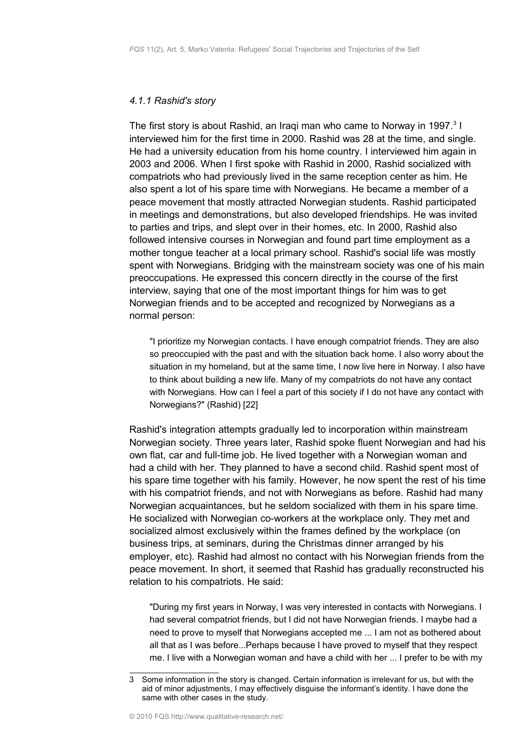#### *4.1.1 Rashid's story*

The first story is about Rashid, an Iraqi man who came to Norway in 1997.[3] I interviewed him for the first time in 2000. Rashid was 28 at the time, and single. He had a university education from his home country. I interviewed him again in 2003 and 2006. When I first spoke with Rashid in 2000, Rashid socialized with compatriots who had previously lived in the same reception center as him. He also spent a lot of his spare time with Norwegians. He became a member of a peace movement that mostly attracted Norwegian students. Rashid participated in meetings and demonstrations, but also developed friendships. He was invited to parties and trips, and slept over in their homes, etc. In 2000, Rashid also followed intensive courses in Norwegian and found part time employment as a mother tongue teacher at a local primary school. Rashid's social life was mostly spent with Norwegians. Bridging with the mainstream society was one of his main preoccupations. He expressed this concern directly in the course of the first interview, saying that one of the most important things for him was to get Norwegian friends and to be accepted and recognized by Norwegians as a normal person:

> "I prioritize my Norwegian contacts. I have enough compatriot friends. They are also so preoccupied with the past and with the situation back home. I also worry about the situation in my homeland, but at the same time, I now live here in Norway. I also have to think about building a new life. Many of my compatriots do not have any contact with Norwegians. How can I feel a part of this society if I do not have any contact with Norwegians?" (Rashid) [22]

Rashid's integration attempts gradually led to incorporation within mainstream Norwegian society. Three years later, Rashid spoke fluent Norwegian and had his own flat, car and full-time job. He lived together with a Norwegian woman and had a child with her. They planned to have a second child. Rashid spent most of his spare time together with his family. However, he now spent the rest of his time with his compatriot friends, and not with Norwegians as before. Rashid had many Norwegian acquaintances, but he seldom socialized with them in his spare time. He socialized with Norwegian co-workers at the workplace only. They met and socialized almost exclusively within the frames defined by the workplace (on business trips, at seminars, during the Christmas dinner arranged by his employer, etc). Rashid had almost no contact with his Norwegian friends from the peace movement. In short, it seemed that Rashid has gradually reconstructed his relation to his compatriots. He said:

> "During my first years in Norway, I was very interested in contacts with Norwegians. I had several compatriot friends, but I did not have Norwegian friends. I maybe had a need to prove to myself that Norwegians accepted me ... I am not as bothered about all that as I was before...Perhaps because I have proved to myself that they respect me. I live with a Norwegian woman and have a child with her ... I prefer to be with my

---

3 Some information in the story is changed. Certain information is irrelevant for us, but with the aid of minor adjustments, I may effectively disguise the informant's identity. I have done the same with other cases in the study.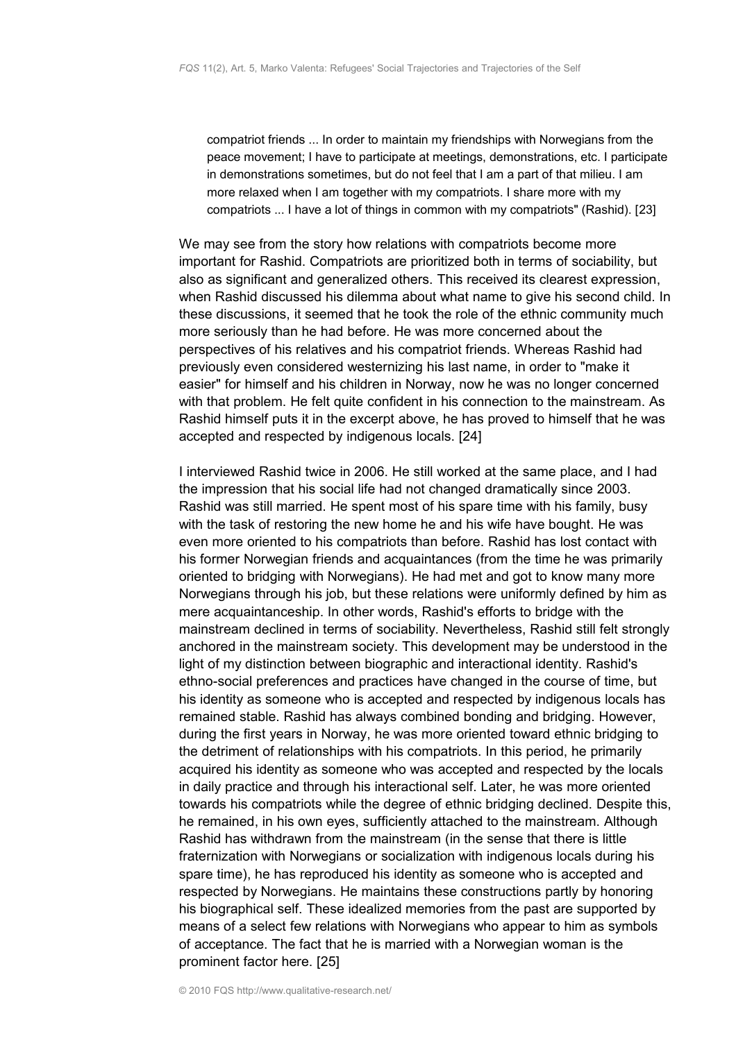> compatriot friends ... In order to maintain my friendships with Norwegians from the peace movement; I have to participate at meetings, demonstrations, etc. I participate in demonstrations sometimes, but do not feel that I am a part of that milieu. I am more relaxed when I am together with my compatriots. I share more with my compatriots ... I have a lot of things in common with my compatriots" (Rashid). [23]

We may see from the story how relations with compatriots become more important for Rashid. Compatriots are prioritized both in terms of sociability, but also as significant and generalized others. This received its clearest expression, when Rashid discussed his dilemma about what name to give his second child. In these discussions, it seemed that he took the role of the ethnic community much more seriously than he had before. He was more concerned about the perspectives of his relatives and his compatriot friends. Whereas Rashid had previously even considered westernizing his last name, in order to "make it easier" for himself and his children in Norway, now he was no longer concerned with that problem. He felt quite confident in his connection to the mainstream. As Rashid himself puts it in the excerpt above, he has proved to himself that he was accepted and respected by indigenous locals. [24]

I interviewed Rashid twice in 2006. He still worked at the same place, and I had the impression that his social life had not changed dramatically since 2003. Rashid was still married. He spent most of his spare time with his family, busy with the task of restoring the new home he and his wife have bought. He was even more oriented to his compatriots than before. Rashid has lost contact with his former Norwegian friends and acquaintances (from the time he was primarily oriented to bridging with Norwegians). He had met and got to know many more Norwegians through his job, but these relations were uniformly defined by him as mere acquaintanceship. In other words, Rashid's efforts to bridge with the mainstream declined in terms of sociability. Nevertheless, Rashid still felt strongly anchored in the mainstream society. This development may be understood in the light of my distinction between biographic and interactional identity. Rashid's ethno-social preferences and practices have changed in the course of time, but his identity as someone who is accepted and respected by indigenous locals has remained stable. Rashid has always combined bonding and bridging. However, during the first years in Norway, he was more oriented toward ethnic bridging to the detriment of relationships with his compatriots. In this period, he primarily acquired his identity as someone who was accepted and respected by the locals in daily practice and through his interactional self. Later, he was more oriented towards his compatriots while the degree of ethnic bridging declined. Despite this, he remained, in his own eyes, sufficiently attached to the mainstream. Although Rashid has withdrawn from the mainstream (in the sense that there is little fraternization with Norwegians or socialization with indigenous locals during his spare time), he has reproduced his identity as someone who is accepted and respected by Norwegians. He maintains these constructions partly by honoring his biographical self. These idealized memories from the past are supported by means of a select few relations with Norwegians who appear to him as symbols of acceptance. The fact that he is married with a Norwegian woman is the prominent factor here. [25]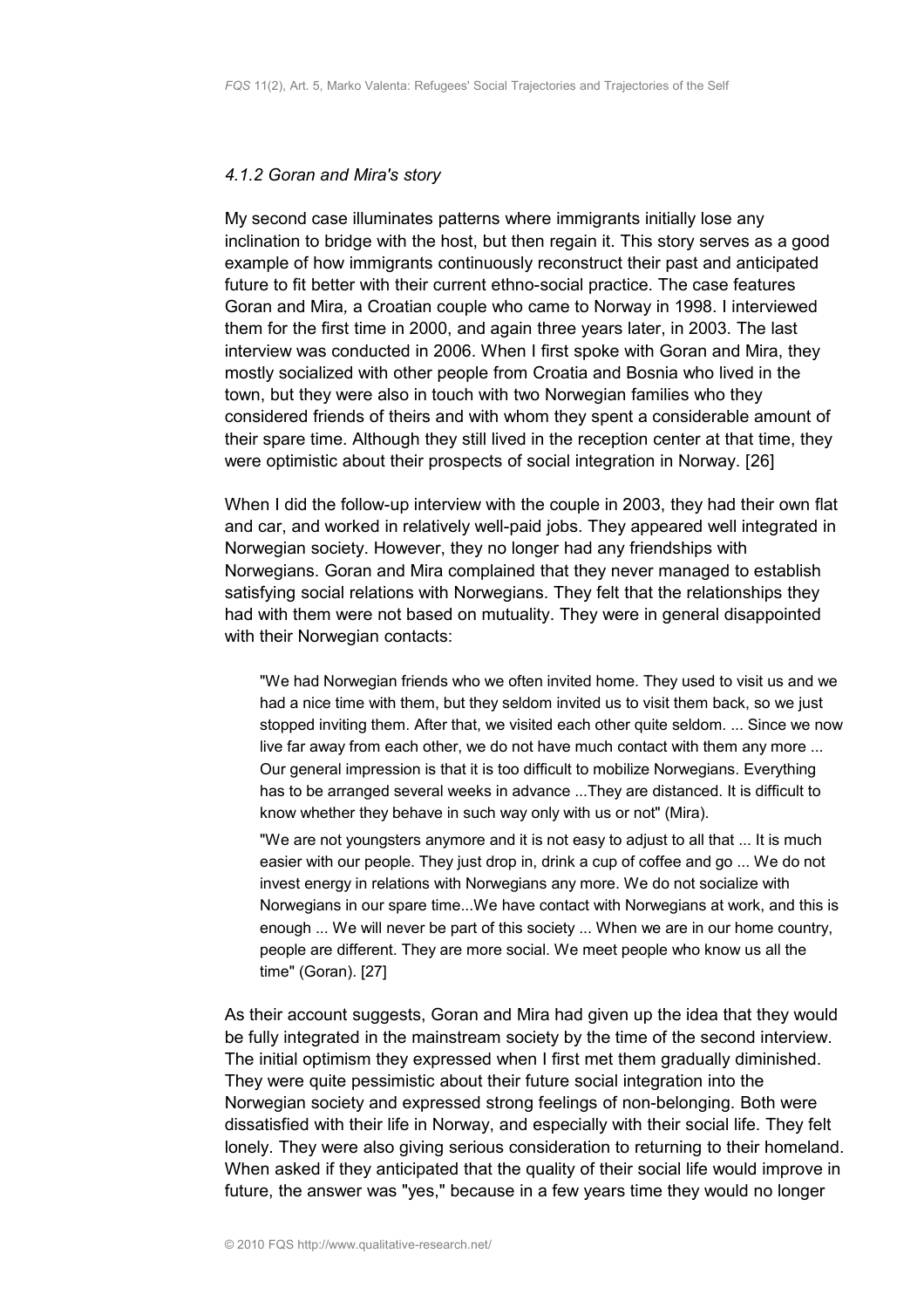#### *4.1.2 Goran and Mira's story*

My second case illuminates patterns where immigrants initially lose any inclination to bridge with the host, but then regain it. This story serves as a good example of how immigrants continuously reconstruct their past and anticipated future to fit better with their current ethno-social practice. The case features Goran and Mira*,* a Croatian couple who came to Norway in 1998. I interviewed them for the first time in 2000, and again three years later, in 2003. The last interview was conducted in 2006. When I first spoke with Goran and Mira, they mostly socialized with other people from Croatia and Bosnia who lived in the town, but they were also in touch with two Norwegian families who they considered friends of theirs and with whom they spent a considerable amount of their spare time. Although they still lived in the reception center at that time, they were optimistic about their prospects of social integration in Norway. [26]

When I did the follow-up interview with the couple in 2003, they had their own flat and car, and worked in relatively well-paid jobs. They appeared well integrated in Norwegian society. However, they no longer had any friendships with Norwegians. Goran and Mira complained that they never managed to establish satisfying social relations with Norwegians. They felt that the relationships they had with them were not based on mutuality. They were in general disappointed with their Norwegian contacts:

> "We had Norwegian friends who we often invited home. They used to visit us and we had a nice time with them, but they seldom invited us to visit them back, so we just stopped inviting them. After that, we visited each other quite seldom. ... Since we now live far away from each other, we do not have much contact with them any more ... Our general impression is that it is too difficult to mobilize Norwegians. Everything has to be arranged several weeks in advance ...They are distanced. It is difficult to know whether they behave in such way only with us or not" (Mira).
>
> "We are not youngsters anymore and it is not easy to adjust to all that ... It is much easier with our people. They just drop in, drink a cup of coffee and go ... We do not invest energy in relations with Norwegians any more. We do not socialize with Norwegians in our spare time...We have contact with Norwegians at work, and this is enough ... We will never be part of this society ... When we are in our home country, people are different. They are more social. We meet people who know us all the time" (Goran). [27]

As their account suggests, Goran and Mira had given up the idea that they would be fully integrated in the mainstream society by the time of the second interview. The initial optimism they expressed when I first met them gradually diminished. They were quite pessimistic about their future social integration into the Norwegian society and expressed strong feelings of non-belonging. Both were dissatisfied with their life in Norway, and especially with their social life. They felt lonely. They were also giving serious consideration to returning to their homeland. When asked if they anticipated that the quality of their social life would improve in future, the answer was "yes," because in a few years time they would no longer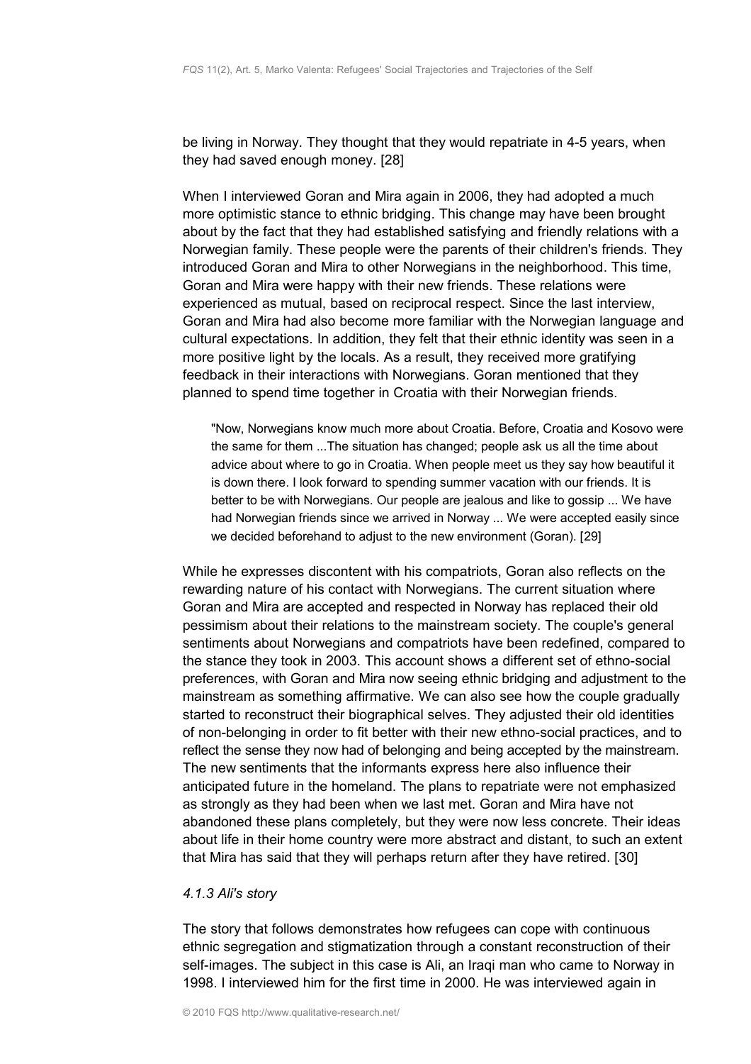be living in Norway. They thought that they would repatriate in 4-5 years, when they had saved enough money. [28]

When I interviewed Goran and Mira again in 2006, they had adopted a much more optimistic stance to ethnic bridging. This change may have been brought about by the fact that they had established satisfying and friendly relations with a Norwegian family. These people were the parents of their children's friends. They introduced Goran and Mira to other Norwegians in the neighborhood. This time, Goran and Mira were happy with their new friends. These relations were experienced as mutual, based on reciprocal respect. Since the last interview, Goran and Mira had also become more familiar with the Norwegian language and cultural expectations. In addition, they felt that their ethnic identity was seen in a more positive light by the locals. As a result, they received more gratifying feedback in their interactions with Norwegians. Goran mentioned that they planned to spend time together in Croatia with their Norwegian friends.

> "Now, Norwegians know much more about Croatia. Before, Croatia and Kosovo were the same for them ...The situation has changed; people ask us all the time about advice about where to go in Croatia. When people meet us they say how beautiful it is down there. I look forward to spending summer vacation with our friends. It is better to be with Norwegians. Our people are jealous and like to gossip ... We have had Norwegian friends since we arrived in Norway ... We were accepted easily since we decided beforehand to adjust to the new environment (Goran). [29]

While he expresses discontent with his compatriots, Goran also reflects on the rewarding nature of his contact with Norwegians. The current situation where Goran and Mira are accepted and respected in Norway has replaced their old pessimism about their relations to the mainstream society. The couple's general sentiments about Norwegians and compatriots have been redefined, compared to the stance they took in 2003. This account shows a different set of ethno-social preferences, with Goran and Mira now seeing ethnic bridging and adjustment to the mainstream as something affirmative. We can also see how the couple gradually started to reconstruct their biographical selves. They adjusted their old identities of non-belonging in order to fit better with their new ethno-social practices, and to reflect the sense they now had of belonging and being accepted by the mainstream. The new sentiments that the informants express here also influence their anticipated future in the homeland. The plans to repatriate were not emphasized as strongly as they had been when we last met. Goran and Mira have not abandoned these plans completely, but they were now less concrete. Their ideas about life in their home country were more abstract and distant, to such an extent that Mira has said that they will perhaps return after they have retired. [30]

#### *4.1.3 Ali's story*

The story that follows demonstrates how refugees can cope with continuous ethnic segregation and stigmatization through a constant reconstruction of their self-images. The subject in this case is Ali, an Iraqi man who came to Norway in 1998. I interviewed him for the first time in 2000. He was interviewed again in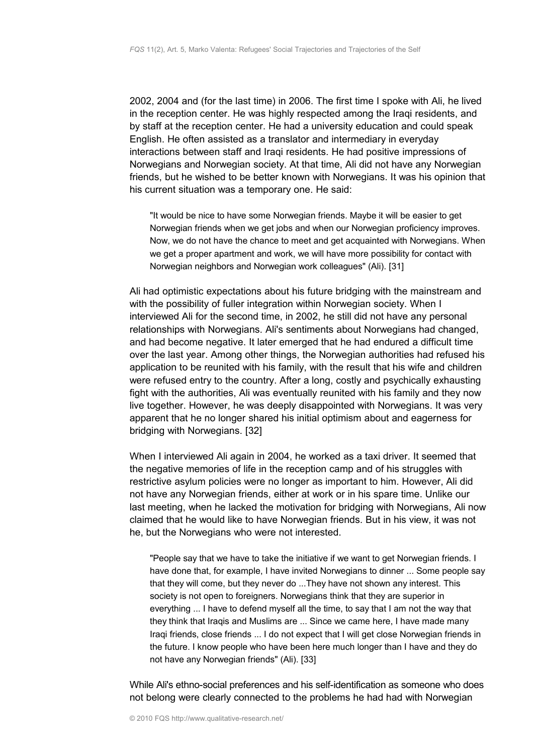2002, 2004 and (for the last time) in 2006. The first time I spoke with Ali, he lived in the reception center. He was highly respected among the Iraqi residents, and by staff at the reception center. He had a university education and could speak English. He often assisted as a translator and intermediary in everyday interactions between staff and Iraqi residents. He had positive impressions of Norwegians and Norwegian society. At that time, Ali did not have any Norwegian friends, but he wished to be better known with Norwegians. It was his opinion that his current situation was a temporary one. He said:

> "It would be nice to have some Norwegian friends. Maybe it will be easier to get Norwegian friends when we get jobs and when our Norwegian proficiency improves. Now, we do not have the chance to meet and get acquainted with Norwegians. When we get a proper apartment and work, we will have more possibility for contact with Norwegian neighbors and Norwegian work colleagues" (Ali). [31]

Ali had optimistic expectations about his future bridging with the mainstream and with the possibility of fuller integration within Norwegian society. When I interviewed Ali for the second time, in 2002, he still did not have any personal relationships with Norwegians. Ali's sentiments about Norwegians had changed, and had become negative. It later emerged that he had endured a difficult time over the last year. Among other things, the Norwegian authorities had refused his application to be reunited with his family, with the result that his wife and children were refused entry to the country. After a long, costly and psychically exhausting fight with the authorities, Ali was eventually reunited with his family and they now live together. However, he was deeply disappointed with Norwegians. It was very apparent that he no longer shared his initial optimism about and eagerness for bridging with Norwegians. [32]

When I interviewed Ali again in 2004, he worked as a taxi driver. It seemed that the negative memories of life in the reception camp and of his struggles with restrictive asylum policies were no longer as important to him. However, Ali did not have any Norwegian friends, either at work or in his spare time. Unlike our last meeting, when he lacked the motivation for bridging with Norwegians, Ali now claimed that he would like to have Norwegian friends. But in his view, it was not he, but the Norwegians who were not interested.

> "People say that we have to take the initiative if we want to get Norwegian friends. I have done that, for example, I have invited Norwegians to dinner ... Some people say that they will come, but they never do ...They have not shown any interest. This society is not open to foreigners. Norwegians think that they are superior in everything ... I have to defend myself all the time, to say that I am not the way that they think that Iraqis and Muslims are ... Since we came here, I have made many Iraqi friends, close friends ... I do not expect that I will get close Norwegian friends in the future. I know people who have been here much longer than I have and they do not have any Norwegian friends" (Ali). [33]

While Ali's ethno-social preferences and his self-identification as someone who does not belong were clearly connected to the problems he had had with Norwegian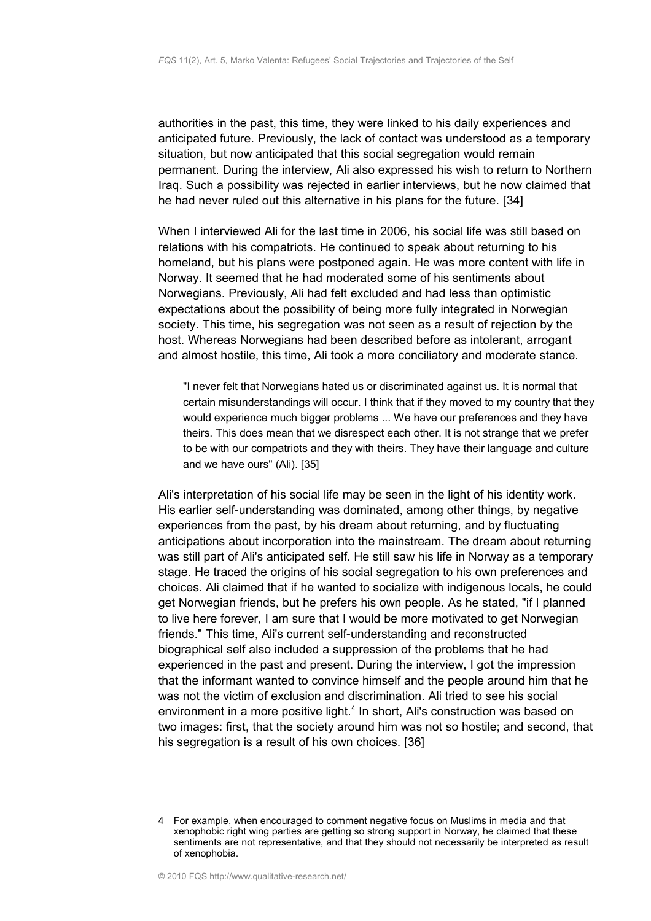authorities in the past, this time, they were linked to his daily experiences and anticipated future. Previously, the lack of contact was understood as a temporary situation, but now anticipated that this social segregation would remain permanent. During the interview, Ali also expressed his wish to return to Northern Iraq. Such a possibility was rejected in earlier interviews, but he now claimed that he had never ruled out this alternative in his plans for the future. [34]

When I interviewed Ali for the last time in 2006, his social life was still based on relations with his compatriots. He continued to speak about returning to his homeland, but his plans were postponed again. He was more content with life in Norway. It seemed that he had moderated some of his sentiments about Norwegians. Previously, Ali had felt excluded and had less than optimistic expectations about the possibility of being more fully integrated in Norwegian society. This time, his segregation was not seen as a result of rejection by the host. Whereas Norwegians had been described before as intolerant, arrogant and almost hostile, this time, Ali took a more conciliatory and moderate stance.

> "I never felt that Norwegians hated us or discriminated against us. It is normal that certain misunderstandings will occur. I think that if they moved to my country that they would experience much bigger problems ... We have our preferences and they have theirs. This does mean that we disrespect each other. It is not strange that we prefer to be with our compatriots and they with theirs. They have their language and culture and we have ours" (Ali). [35]

Ali's interpretation of his social life may be seen in the light of his identity work. His earlier self-understanding was dominated, among other things, by negative experiences from the past, by his dream about returning, and by fluctuating anticipations about incorporation into the mainstream. The dream about returning was still part of Ali's anticipated self. He still saw his life in Norway as a temporary stage. He traced the origins of his social segregation to his own preferences and choices. Ali claimed that if he wanted to socialize with indigenous locals, he could get Norwegian friends, but he prefers his own people. As he stated, "if I planned to live here forever, I am sure that I would be more motivated to get Norwegian friends." This time, Ali's current self-understanding and reconstructed biographical self also included a suppression of the problems that he had experienced in the past and present. During the interview, I got the impression that the informant wanted to convince himself and the people around him that he was not the victim of exclusion and discrimination. Ali tried to see his social environment in a more positive light.[4] In short, Ali's construction was based on two images: first, that the society around him was not so hostile; and second, that his segregation is a result of his own choices. [36]

---

4 For example, when encouraged to comment negative focus on Muslims in media and that xenophobic right wing parties are getting so strong support in Norway, he claimed that these sentiments are not representative, and that they should not necessarily be interpreted as result of xenophobia.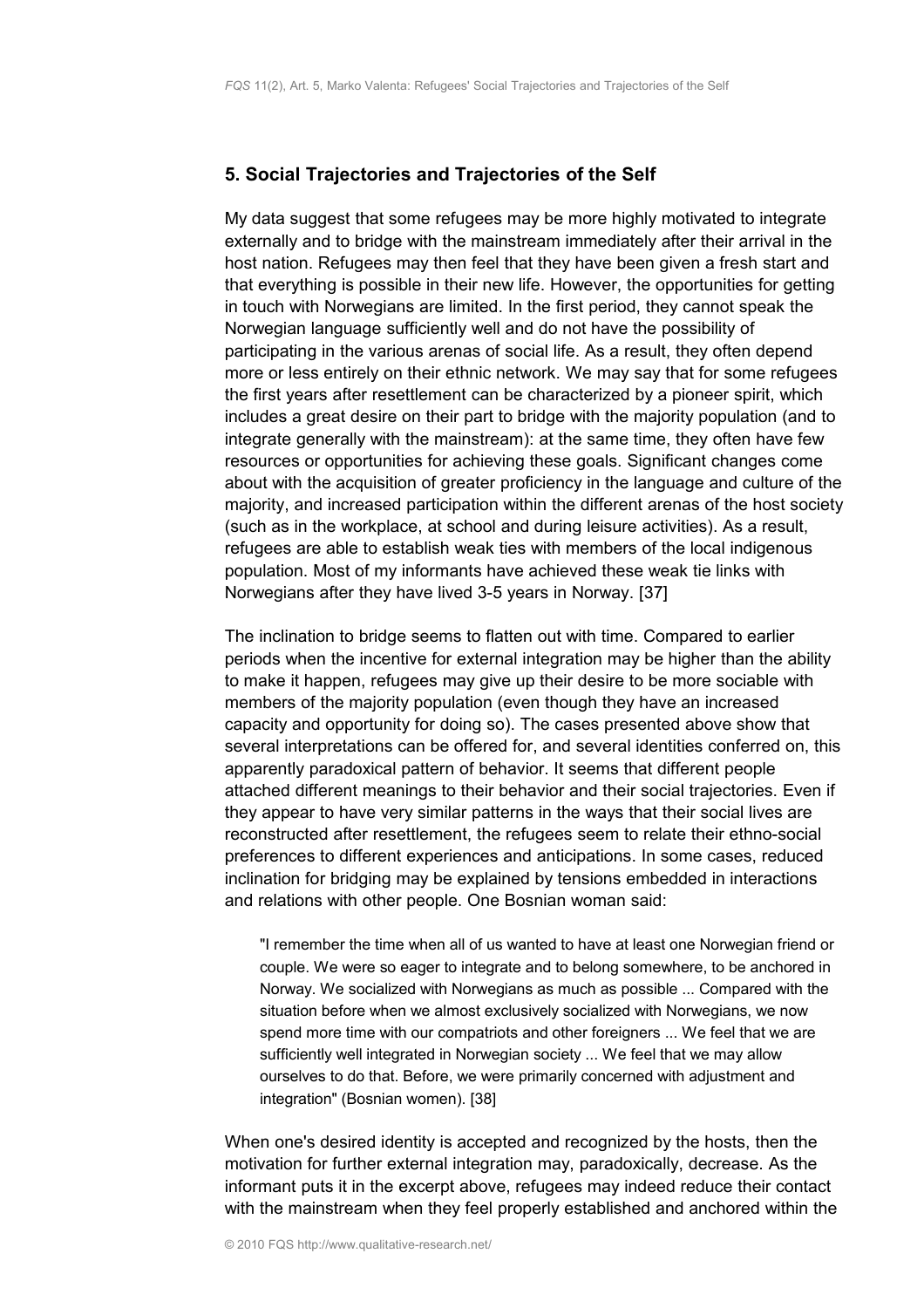## 5. Social Trajectories and Trajectories of the Self

My data suggest that some refugees may be more highly motivated to integrate externally and to bridge with the mainstream immediately after their arrival in the host nation. Refugees may then feel that they have been given a fresh start and that everything is possible in their new life. However, the opportunities for getting in touch with Norwegians are limited. In the first period, they cannot speak the Norwegian language sufficiently well and do not have the possibility of participating in the various arenas of social life. As a result, they often depend more or less entirely on their ethnic network. We may say that for some refugees the first years after resettlement can be characterized by a pioneer spirit, which includes a great desire on their part to bridge with the majority population (and to integrate generally with the mainstream): at the same time, they often have few resources or opportunities for achieving these goals. Significant changes come about with the acquisition of greater proficiency in the language and culture of the majority, and increased participation within the different arenas of the host society (such as in the workplace, at school and during leisure activities). As a result, refugees are able to establish weak ties with members of the local indigenous population. Most of my informants have achieved these weak tie links with Norwegians after they have lived 3-5 years in Norway. [37]

The inclination to bridge seems to flatten out with time. Compared to earlier periods when the incentive for external integration may be higher than the ability to make it happen, refugees may give up their desire to be more sociable with members of the majority population (even though they have an increased capacity and opportunity for doing so). The cases presented above show that several interpretations can be offered for, and several identities conferred on, this apparently paradoxical pattern of behavior. It seems that different people attached different meanings to their behavior and their social trajectories. Even if they appear to have very similar patterns in the ways that their social lives are reconstructed after resettlement, the refugees seem to relate their ethno-social preferences to different experiences and anticipations. In some cases, reduced inclination for bridging may be explained by tensions embedded in interactions and relations with other people. One Bosnian woman said:

> "I remember the time when all of us wanted to have at least one Norwegian friend or couple. We were so eager to integrate and to belong somewhere, to be anchored in Norway. We socialized with Norwegians as much as possible ... Compared with the situation before when we almost exclusively socialized with Norwegians, we now spend more time with our compatriots and other foreigners ... We feel that we are sufficiently well integrated in Norwegian society ... We feel that we may allow ourselves to do that. Before, we were primarily concerned with adjustment and integration" (Bosnian women). [38]

When one's desired identity is accepted and recognized by the hosts, then the motivation for further external integration may, paradoxically, decrease. As the informant puts it in the excerpt above, refugees may indeed reduce their contact with the mainstream when they feel properly established and anchored within the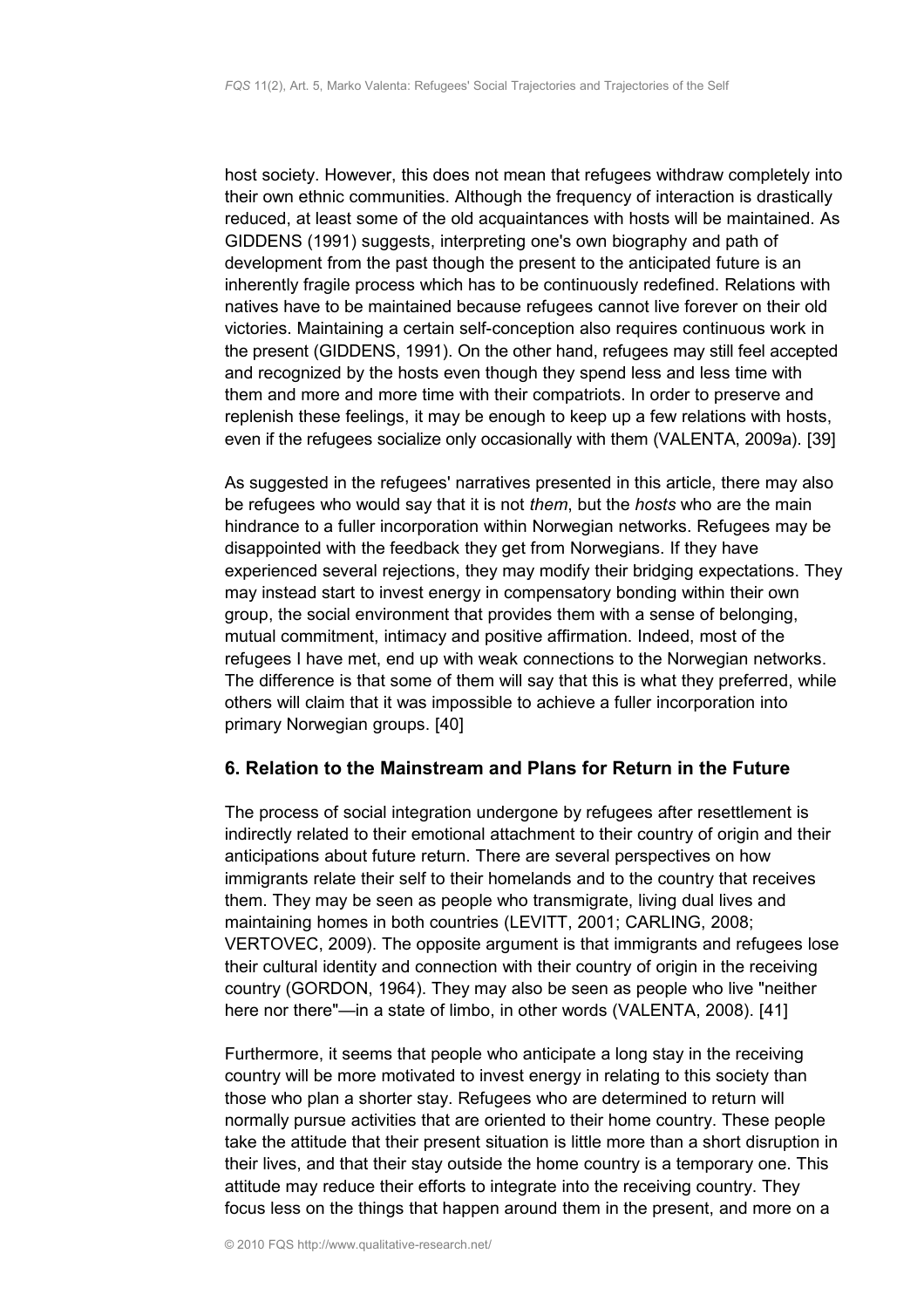host society. However, this does not mean that refugees withdraw completely into their own ethnic communities. Although the frequency of interaction is drastically reduced, at least some of the old acquaintances with hosts will be maintained. As GIDDENS (1991) suggests, interpreting one's own biography and path of development from the past though the present to the anticipated future is an inherently fragile process which has to be continuously redefined. Relations with natives have to be maintained because refugees cannot live forever on their old victories. Maintaining a certain self-conception also requires continuous work in the present (GIDDENS, 1991). On the other hand, refugees may still feel accepted and recognized by the hosts even though they spend less and less time with them and more and more time with their compatriots. In order to preserve and replenish these feelings, it may be enough to keep up a few relations with hosts, even if the refugees socialize only occasionally with them (VALENTA, 2009a). [39]

As suggested in the refugees' narratives presented in this article, there may also be refugees who would say that it is not *them*, but the *hosts* who are the main hindrance to a fuller incorporation within Norwegian networks. Refugees may be disappointed with the feedback they get from Norwegians. If they have experienced several rejections, they may modify their bridging expectations. They may instead start to invest energy in compensatory bonding within their own group, the social environment that provides them with a sense of belonging, mutual commitment, intimacy and positive affirmation. Indeed, most of the refugees I have met, end up with weak connections to the Norwegian networks. The difference is that some of them will say that this is what they preferred, while others will claim that it was impossible to achieve a fuller incorporation into primary Norwegian groups. [40]

## 6. Relation to the Mainstream and Plans for Return in the Future

The process of social integration undergone by refugees after resettlement is indirectly related to their emotional attachment to their country of origin and their anticipations about future return. There are several perspectives on how immigrants relate their self to their homelands and to the country that receives them. They may be seen as people who transmigrate, living dual lives and maintaining homes in both countries (LEVITT, 2001; CARLING, 2008; VERTOVEC, 2009). The opposite argument is that immigrants and refugees lose their cultural identity and connection with their country of origin in the receiving country (GORDON, 1964). They may also be seen as people who live "neither here nor there"—in a state of limbo, in other words (VALENTA, 2008). [41]

Furthermore, it seems that people who anticipate a long stay in the receiving country will be more motivated to invest energy in relating to this society than those who plan a shorter stay. Refugees who are determined to return will normally pursue activities that are oriented to their home country. These people take the attitude that their present situation is little more than a short disruption in their lives, and that their stay outside the home country is a temporary one. This attitude may reduce their efforts to integrate into the receiving country. They focus less on the things that happen around them in the present, and more on a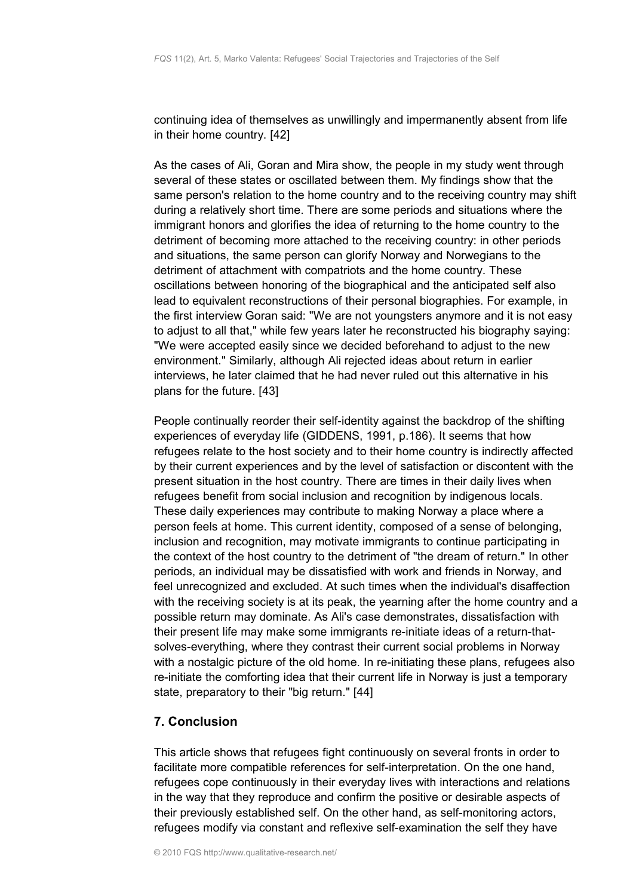continuing idea of themselves as unwillingly and impermanently absent from life in their home country. [42]

As the cases of Ali, Goran and Mira show, the people in my study went through several of these states or oscillated between them. My findings show that the same person's relation to the home country and to the receiving country may shift during a relatively short time. There are some periods and situations where the immigrant honors and glorifies the idea of returning to the home country to the detriment of becoming more attached to the receiving country: in other periods and situations, the same person can glorify Norway and Norwegians to the detriment of attachment with compatriots and the home country. These oscillations between honoring of the biographical and the anticipated self also lead to equivalent reconstructions of their personal biographies. For example, in the first interview Goran said: "We are not youngsters anymore and it is not easy to adjust to all that," while few years later he reconstructed his biography saying: "We were accepted easily since we decided beforehand to adjust to the new environment." Similarly, although Ali rejected ideas about return in earlier interviews, he later claimed that he had never ruled out this alternative in his plans for the future. [43]

People continually reorder their self-identity against the backdrop of the shifting experiences of everyday life (GIDDENS, 1991, p.186). It seems that how refugees relate to the host society and to their home country is indirectly affected by their current experiences and by the level of satisfaction or discontent with the present situation in the host country. There are times in their daily lives when refugees benefit from social inclusion and recognition by indigenous locals. These daily experiences may contribute to making Norway a place where a person feels at home. This current identity, composed of a sense of belonging, inclusion and recognition, may motivate immigrants to continue participating in the context of the host country to the detriment of "the dream of return." In other periods, an individual may be dissatisfied with work and friends in Norway, and feel unrecognized and excluded. At such times when the individual's disaffection with the receiving society is at its peak, the yearning after the home country and a possible return may dominate. As Ali's case demonstrates, dissatisfaction with their present life may make some immigrants re-initiate ideas of a return-that-solves-everything, where they contrast their current social problems in Norway with a nostalgic picture of the old home. In re-initiating these plans, refugees also re-initiate the comforting idea that their current life in Norway is just a temporary state, preparatory to their "big return." [44]

## 7. Conclusion

This article shows that refugees fight continuously on several fronts in order to facilitate more compatible references for self-interpretation. On the one hand, refugees cope continuously in their everyday lives with interactions and relations in the way that they reproduce and confirm the positive or desirable aspects of their previously established self. On the other hand, as self-monitoring actors, refugees modify via constant and reflexive self-examination the self they have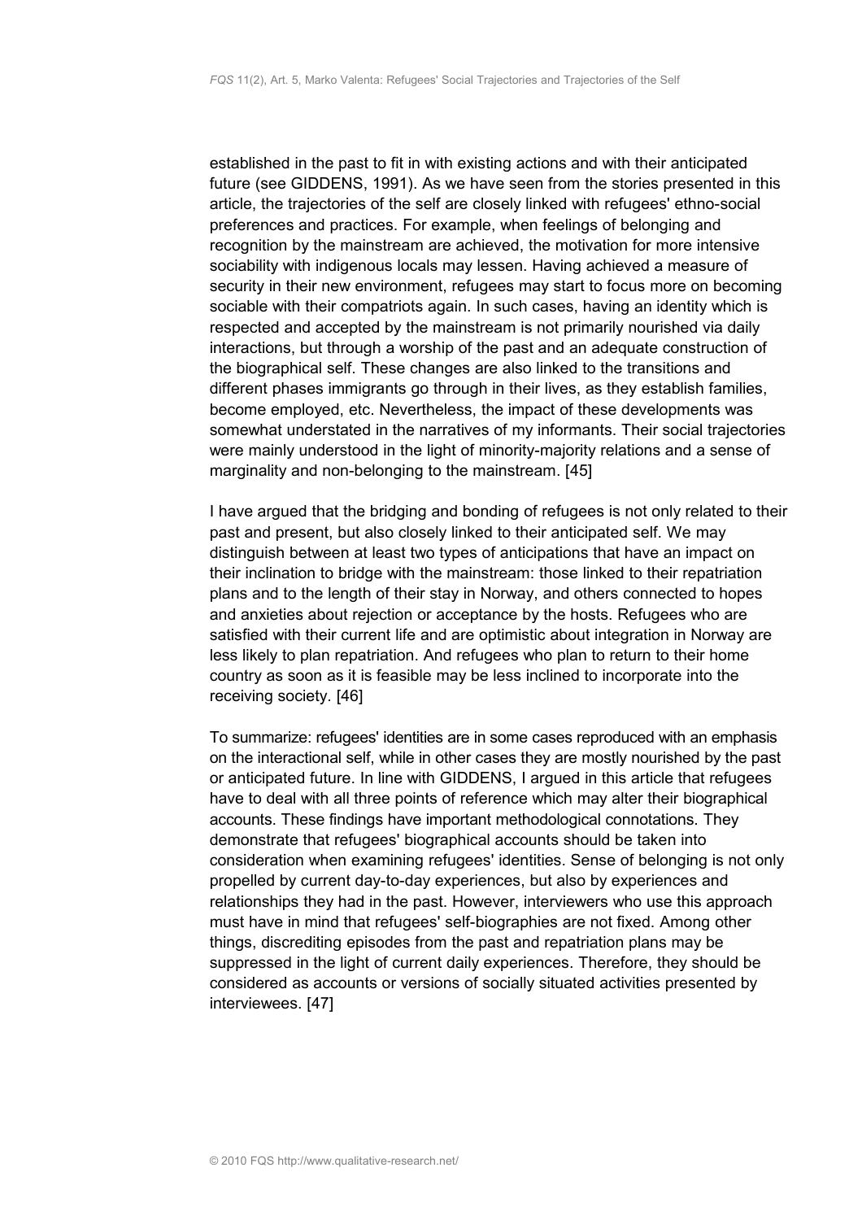established in the past to fit in with existing actions and with their anticipated future (see GIDDENS, 1991). As we have seen from the stories presented in this article, the trajectories of the self are closely linked with refugees' ethno-social preferences and practices. For example, when feelings of belonging and recognition by the mainstream are achieved, the motivation for more intensive sociability with indigenous locals may lessen. Having achieved a measure of security in their new environment, refugees may start to focus more on becoming sociable with their compatriots again. In such cases, having an identity which is respected and accepted by the mainstream is not primarily nourished via daily interactions, but through a worship of the past and an adequate construction of the biographical self. These changes are also linked to the transitions and different phases immigrants go through in their lives, as they establish families, become employed, etc. Nevertheless, the impact of these developments was somewhat understated in the narratives of my informants. Their social trajectories were mainly understood in the light of minority-majority relations and a sense of marginality and non-belonging to the mainstream. [45]

I have argued that the bridging and bonding of refugees is not only related to their past and present, but also closely linked to their anticipated self. We may distinguish between at least two types of anticipations that have an impact on their inclination to bridge with the mainstream: those linked to their repatriation plans and to the length of their stay in Norway, and others connected to hopes and anxieties about rejection or acceptance by the hosts. Refugees who are satisfied with their current life and are optimistic about integration in Norway are less likely to plan repatriation. And refugees who plan to return to their home country as soon as it is feasible may be less inclined to incorporate into the receiving society. [46]

To summarize: refugees' identities are in some cases reproduced with an emphasis on the interactional self, while in other cases they are mostly nourished by the past or anticipated future. In line with GIDDENS, I argued in this article that refugees have to deal with all three points of reference which may alter their biographical accounts. These findings have important methodological connotations. They demonstrate that refugees' biographical accounts should be taken into consideration when examining refugees' identities. Sense of belonging is not only propelled by current day-to-day experiences, but also by experiences and relationships they had in the past. However, interviewers who use this approach must have in mind that refugees' self-biographies are not fixed. Among other things, discrediting episodes from the past and repatriation plans may be suppressed in the light of current daily experiences. Therefore, they should be considered as accounts or versions of socially situated activities presented by interviewees. [47]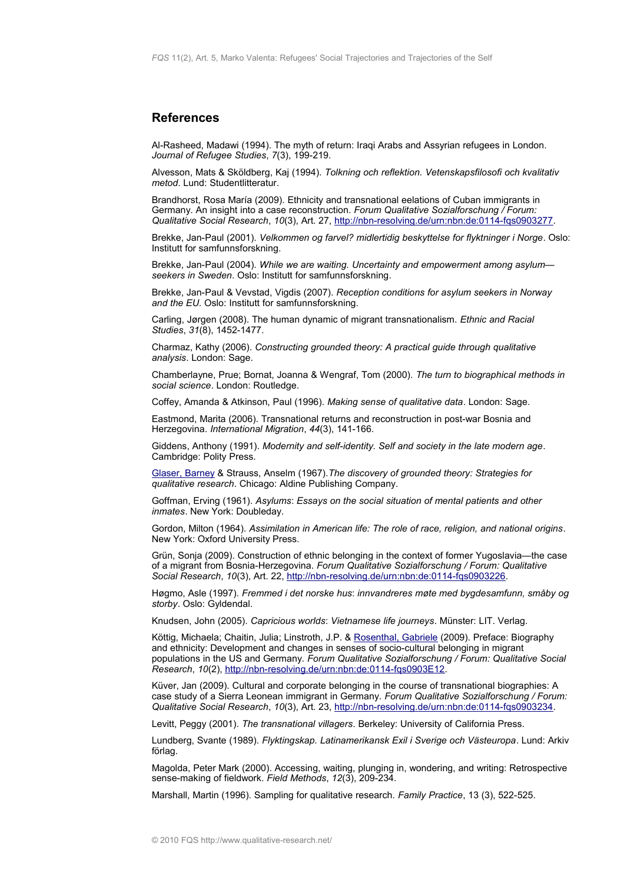## References

Al-Rasheed, Madawi (1994). The myth of return: Iraqi Arabs and Assyrian refugees in London. *Journal of Refugee Studies*, *7*(3), 199-219.

Alvesson, Mats & Sköldberg, Kaj (1994). *Tolkning och reflektion. Vetenskapsfilosofi och kvalitativ metod*. Lund: Studentlitteratur.

Brandhorst, Rosa María (2009). Ethnicity and transnational eelations of Cuban immigrants in Germany. An insight into a case reconstruction. *Forum Qualitative Sozialforschung / Forum: Qualitative Social Research*, *10*(3), Art. 27, http://nbn-resolving.de/urn:nbn:de:0114-fqs0903277.

Brekke, Jan-Paul (2001). *Velkommen og farvel? midlertidig beskyttelse for flyktninger i Norge*. Oslo: Institutt for samfunnsforskning.

Brekke, Jan-Paul (2004). *While we are waiting. Uncertainty and empowerment among asylum—seekers in Sweden*. Oslo: Institutt for samfunnsforskning.

Brekke, Jan-Paul & Vevstad, Vigdis (2007). *Reception conditions for asylum seekers in Norway and the EU.* Oslo: Institutt for samfunnsforskning.

Carling, Jørgen (2008). The human dynamic of migrant transnationalism. *Ethnic and Racial Studies*, *31*(8), 1452-1477.

Charmaz, Kathy (2006). *Constructing grounded theory: A practical guide through qualitative analysis*. London: Sage.

Chamberlayne, Prue; Bornat, Joanna & Wengraf, Tom (2000). *The turn to biographical methods in social science*. London: Routledge.

Coffey, Amanda & Atkinson, Paul (1996). *Making sense of qualitative data*. London: Sage.

Eastmond, Marita (2006). Transnational returns and reconstruction in post-war Bosnia and Herzegovina. *International Migration*, *44*(3), 141-166.

Giddens, Anthony (1991). *Modernity and self-identity. Self and society in the late modern age*. Cambridge: Polity Press.

Glaser, Barney & Strauss, Anselm (1967).*The discovery of grounded theory: Strategies for qualitative research*. Chicago: Aldine Publishing Company.

Goffman, Erving (1961). *Asylums*: *Essays on the social situation of mental patients and other inmates*. New York: Doubleday.

Gordon, Milton (1964). *Assimilation in American life: The role of race, religion, and national origins*. New York: Oxford University Press.

Grün, Sonja (2009). Construction of ethnic belonging in the context of former Yugoslavia—the case of a migrant from Bosnia-Herzegovina. *Forum Qualitative Sozialforschung / Forum: Qualitative Social Research*, *10*(3), Art. 22, http://nbn-resolving.de/urn:nbn:de:0114-fqs0903226.

Høgmo, Asle (1997). *Fremmed i det norske hus*: *innvandreres møte med bygdesamfunn*, *småby og storby*. Oslo: Gyldendal.

Knudsen, John (2005). *Capricious worlds*: *Vietnamese life journeys*. Münster: LIT. Verlag.

Köttig, Michaela; Chaitin, Julia; Linstroth, J.P. & Rosenthal, Gabriele (2009). Preface: Biography and ethnicity: Development and changes in senses of socio-cultural belonging in migrant populations in the US and Germany. *Forum Qualitative Sozialforschung / Forum: Qualitative Social Research*, *10*(2), http://nbn-resolving.de/urn:nbn:de:0114-fqs0903E12.

Küver, Jan (2009). Cultural and corporate belonging in the course of transnational biographies: A case study of a Sierra Leonean immigrant in Germany. *Forum Qualitative Sozialforschung / Forum: Qualitative Social Research*, *10*(3), Art. 23, http://nbn-resolving.de/urn:nbn:de:0114-fqs0903234.

Levitt, Peggy (2001). *The transnational villagers*. Berkeley: University of California Press.

Lundberg, Svante (1989). *Flyktingskap. Latinamerikansk Exil i Sverige och Västeuropa*. Lund: Arkiv förlag.

Magolda, Peter Mark (2000). Accessing, waiting, plunging in, wondering, and writing: Retrospective sense-making of fieldwork. *Field Methods*, *12*(3), 209-234.

Marshall, Martin (1996). Sampling for qualitative research. *Family Practice*, 13 (3), 522-525.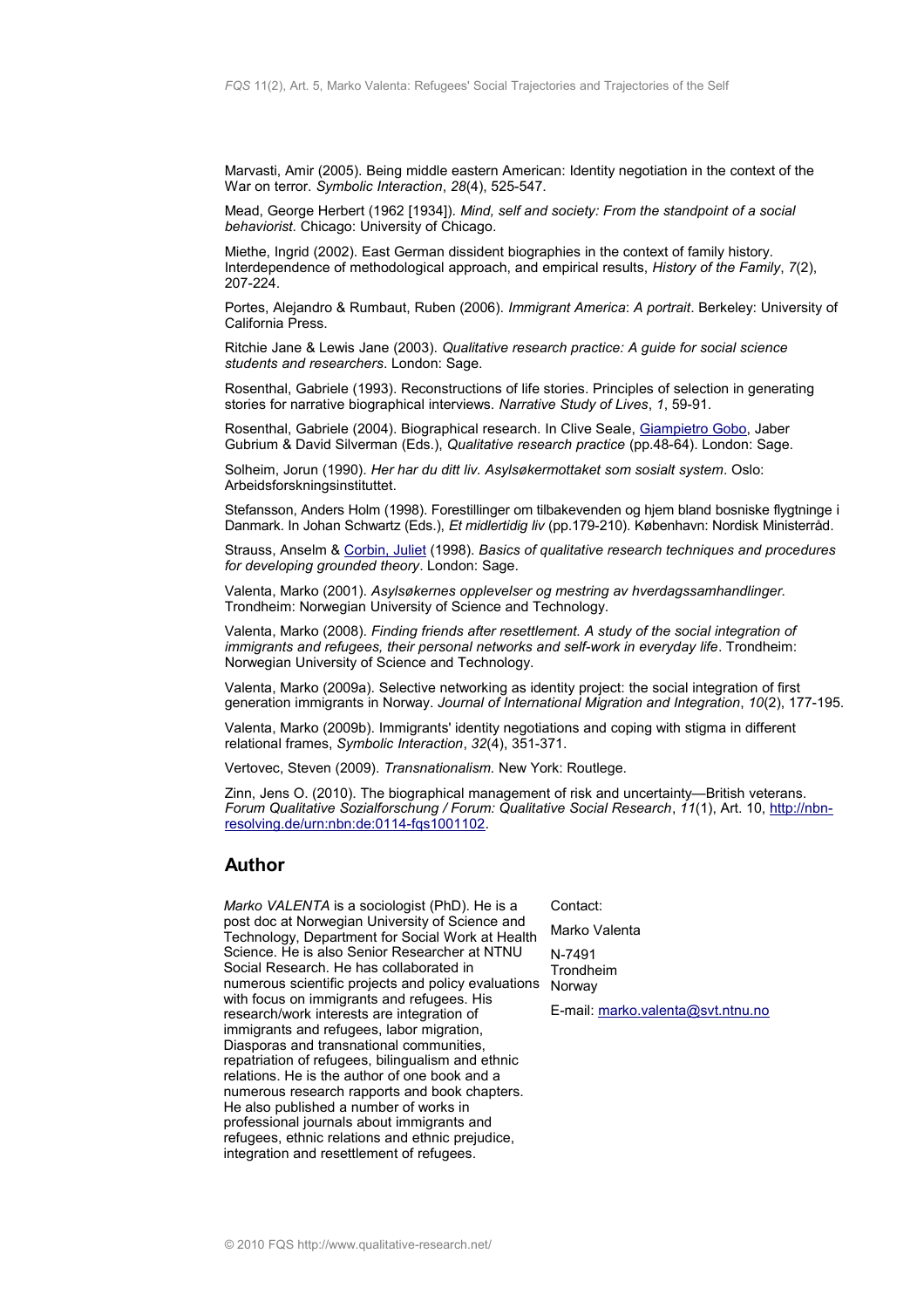Marvasti, Amir (2005). Being middle eastern American: Identity negotiation in the context of the War on terror. *Symbolic Interaction*, *28*(4), 525-547.

Mead, George Herbert (1962 [1934]). *Mind, self and society: From the standpoint of a social behaviorist.* Chicago: University of Chicago.

Miethe, Ingrid (2002). East German dissident biographies in the context of family history. Interdependence of methodological approach, and empirical results, *History of the Family*, *7*(2), 207-224.

Portes, Alejandro & Rumbaut, Ruben (2006). *Immigrant America*: *A portrait*. Berkeley: University of California Press.

Ritchie Jane & Lewis Jane (2003). *Qualitative research practice: A guide for social science students and researchers*. London: Sage.

Rosenthal, Gabriele (1993). Reconstructions of life stories. Principles of selection in generating stories for narrative biographical interviews. *Narrative Study of Lives*, *1*, 59-91.

Rosenthal, Gabriele (2004). Biographical research. In Clive Seale, Giampietro Gobo, Jaber Gubrium & David Silverman (Eds.), *Qualitative research practice* (pp.48-64). London: Sage.

Solheim, Jorun (1990). *Her har du ditt liv. Asylsøkermottaket som sosialt system*. Oslo: Arbeidsforskningsinstituttet.

Stefansson, Anders Holm (1998). Forestillinger om tilbakevenden og hjem bland bosniske flygtninge i Danmark. In Johan Schwartz (Eds.), *Et midlertidig liv* (pp.179-210). København: Nordisk Ministerråd.

Strauss, Anselm & Corbin, Juliet (1998). *Basics of qualitative research techniques and procedures for developing grounded theory*. London: Sage.

Valenta, Marko (2001). *Asylsøkernes opplevelser og mestring av hverdagssamhandlinger.* Trondheim: Norwegian University of Science and Technology.

Valenta, Marko (2008). *Finding friends after resettlement. A study of the social integration of immigrants and refugees, their personal networks and self-work in everyday life*. Trondheim: Norwegian University of Science and Technology.

Valenta, Marko (2009a). Selective networking as identity project: the social integration of first generation immigrants in Norway. *Journal of International Migration and Integration*, *10*(2), 177-195.

Valenta, Marko (2009b). Immigrants' identity negotiations and coping with stigma in different relational frames, *Symbolic Interaction*, *32*(4), 351-371.

Vertovec, Steven (2009). *Transnationalism*. New York: Routlege.

Zinn, Jens O. (2010). The biographical management of risk and uncertainty—British veterans. *Forum Qualitative Sozialforschung / Forum: Qualitative Social Research*, *11*(1), Art. 10, http://nbn-resolving.de/urn:nbn:de:0114-fqs1001102.

## Author

*Marko VALENTA* is a sociologist (PhD). He is a post doc at Norwegian University of Science and Technology, Department for Social Work at Health Science. He is also Senior Researcher at NTNU Social Research. He has collaborated in numerous scientific projects and policy evaluations with focus on immigrants and refugees. His research/work interests are integration of immigrants and refugees, labor migration, Diasporas and transnational communities, repatriation of refugees, bilingualism and ethnic relations. He is the author of one book and a numerous research rapports and book chapters. He also published a number of works in professional journals about immigrants and refugees, ethnic relations and ethnic prejudice, integration and resettlement of refugees.

Contact:

Marko Valenta

N-7491
Trondheim
Norway

E-mail: marko.valenta@svt.ntnu.no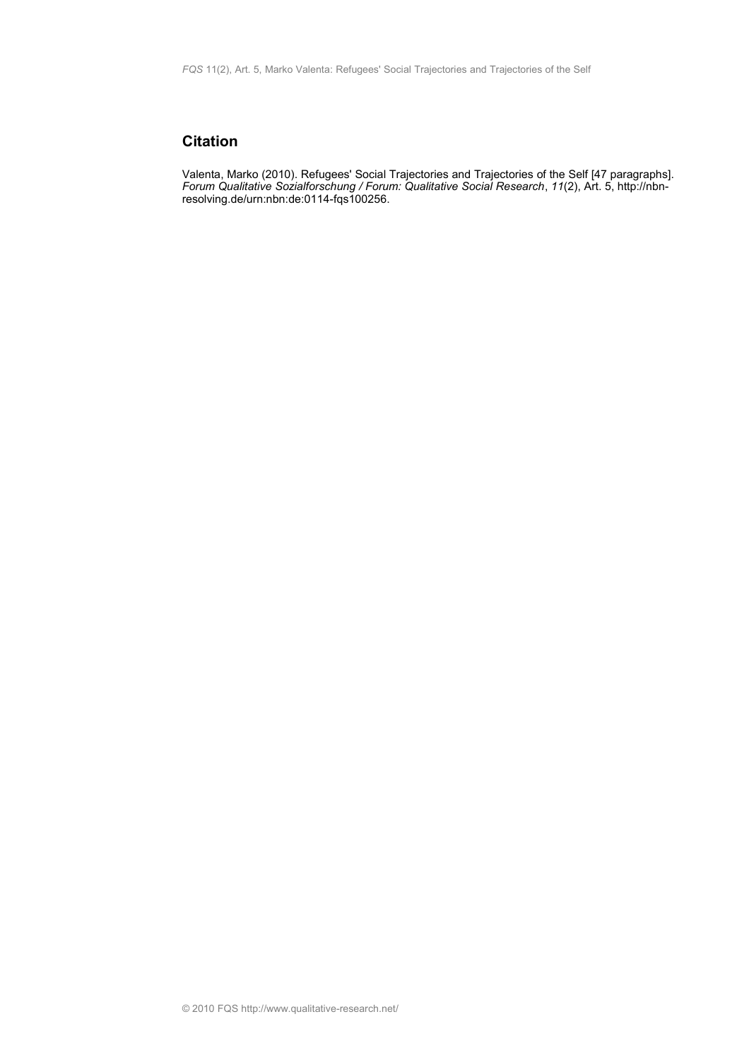## Citation

Valenta, Marko (2010). Refugees' Social Trajectories and Trajectories of the Self [47 paragraphs]. *Forum Qualitative Sozialforschung / Forum: Qualitative Social Research*, *11*(2), Art. 5, http://nbn-resolving.de/urn:nbn:de:0114-fqs100256.